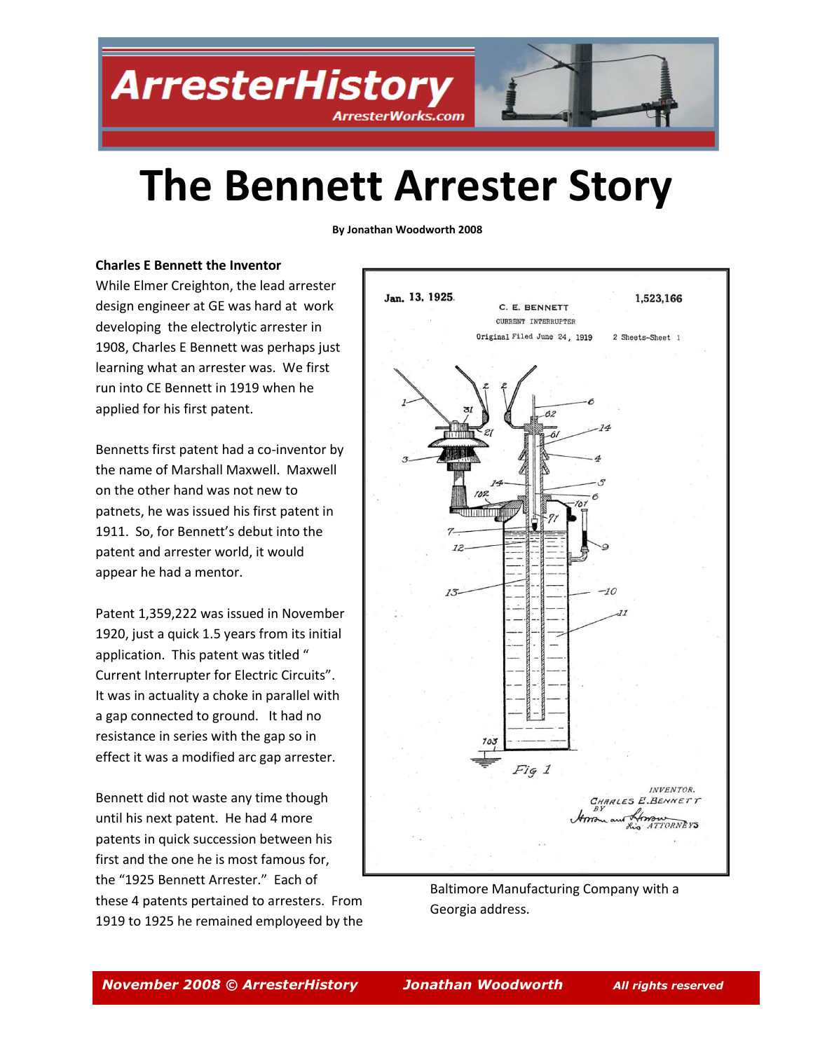# The Bennett Arrester Story

**By Jonathan Woodworth 2008**

**Charles E Bennett the Inventor**

While Elmer Creighton, the lead arrester design engineer at GE was hard at work developing the electrolytic arrester in 1908, Charles E Bennett was perhaps just learning what an arrester was. We first run into CE Bennett in 1919 when he applied for his first patent.

Bennetts first patent had a co-inventor by the name of Marshall Maxwell. Maxwell on the other hand was not new to patnets, he was issued his first patent in 1911. So, for Bennett's debut into the patent and arrester world, it would appear he had a mentor.

Patent 1,359,222 was issued in November 1920, just a quick 1.5 years from its initial application. This patent was titled " Current Interrupter for Electric Circuits". It was in actuality a choke in parallel with a gap connected to ground. It had no resistance in series with the gap so in effect it was a modified arc gap arrester.

Bennett did not waste any time though until his next patent. He had 4 more patents in quick succession between his first and the one he is most famous for, the "1925 Bennett Arrester." Each of these 4 patents pertained to arresters. From 1919 to 1925 he remained employeed by the Baltimore Manufacturing Company with a Georgia address.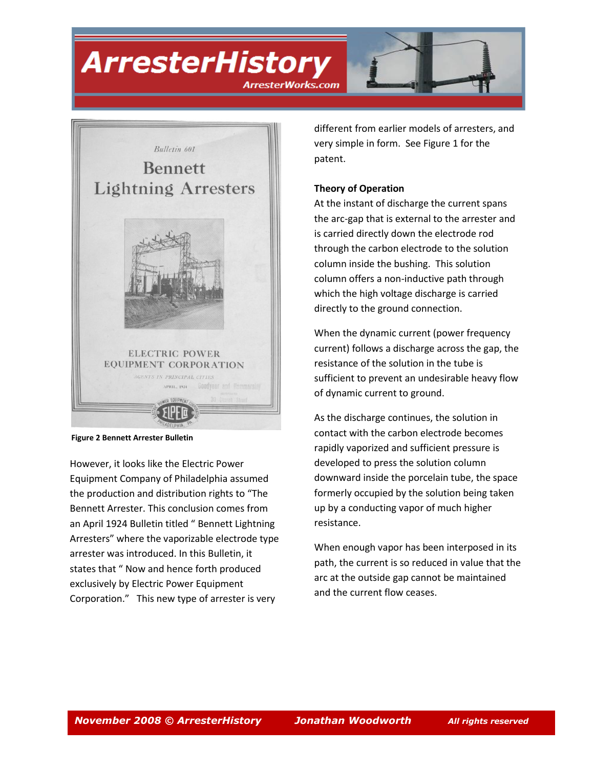Figure 2 Bennett Arrester Bulletin

However, it looks like the Electric Power Equipment Company of Philadelphia assumed the production and distribution rights to "The Bennett Arrester. This conclusion comes from an April 1924 Bulletin titled " Bennett Lightning Arresters" where the vaporizable electrode type arrester was introduced. In this Bulletin, it states that " Now and hence forth produced exclusively by Electric Power Equipment Corporation." This new type of arrester is very different from earlier models of arresters, and very simple in form. See Figure 1 for the patent.

**Theory of Operation**

At the instant of discharge the current spans the arc-gap that is external to the arrester and is carried directly down the electrode rod through the carbon electrode to the solution column inside the bushing. This solution column offers a non-inductive path through which the high voltage discharge is carried directly to the ground connection.

When the dynamic current (power frequency current) follows a discharge across the gap, the resistance of the solution in the tube is sufficient to prevent an undesirable heavy flow of dynamic current to ground.

As the discharge continues, the solution in contact with the carbon electrode becomes rapidly vaporized and sufficient pressure is developed to press the solution column downward inside the porcelain tube, the space formerly occupied by the solution being taken up by a conducting vapor of much higher resistance.

When enough vapor has been interposed in its path, the current is so reduced in value that the arc at the outside gap cannot be maintained and the current flow ceases.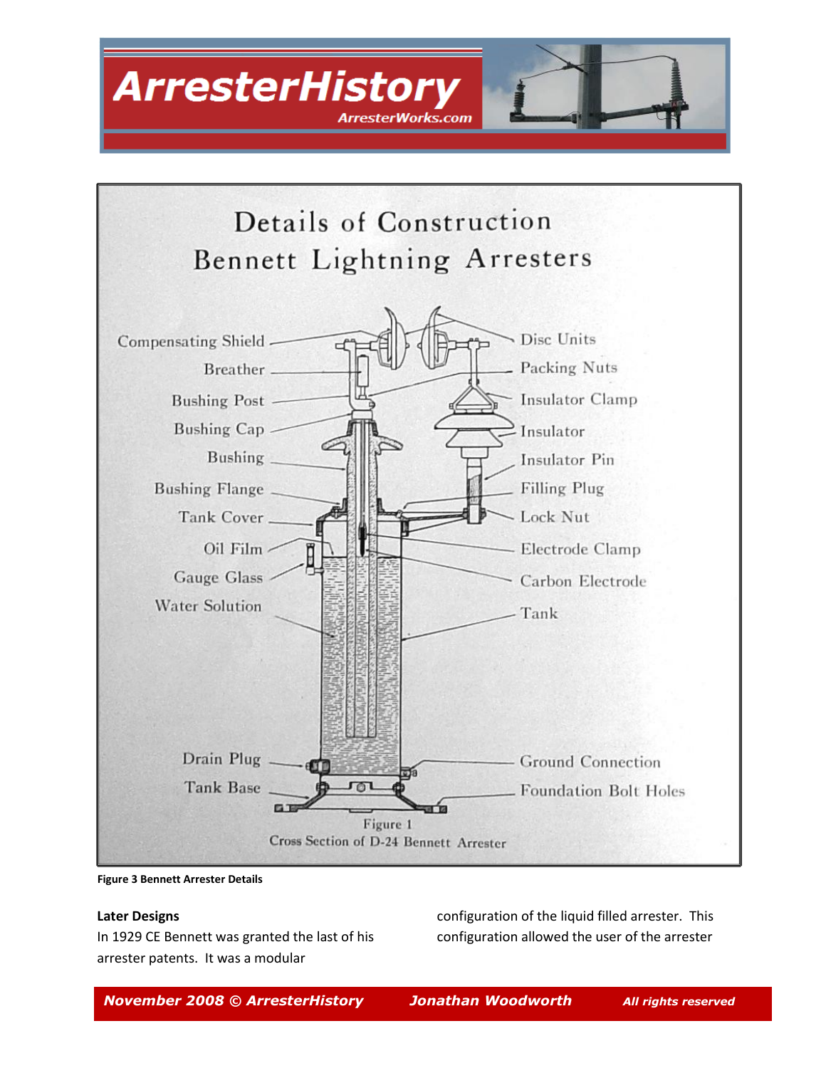**Figure 3 Bennett Arrester Details**

**Later Designs**

In 1929 CE Bennett was granted the last of his arrester patents. It was a modular configuration of the liquid filled arrester. This configuration allowed the user of the arrester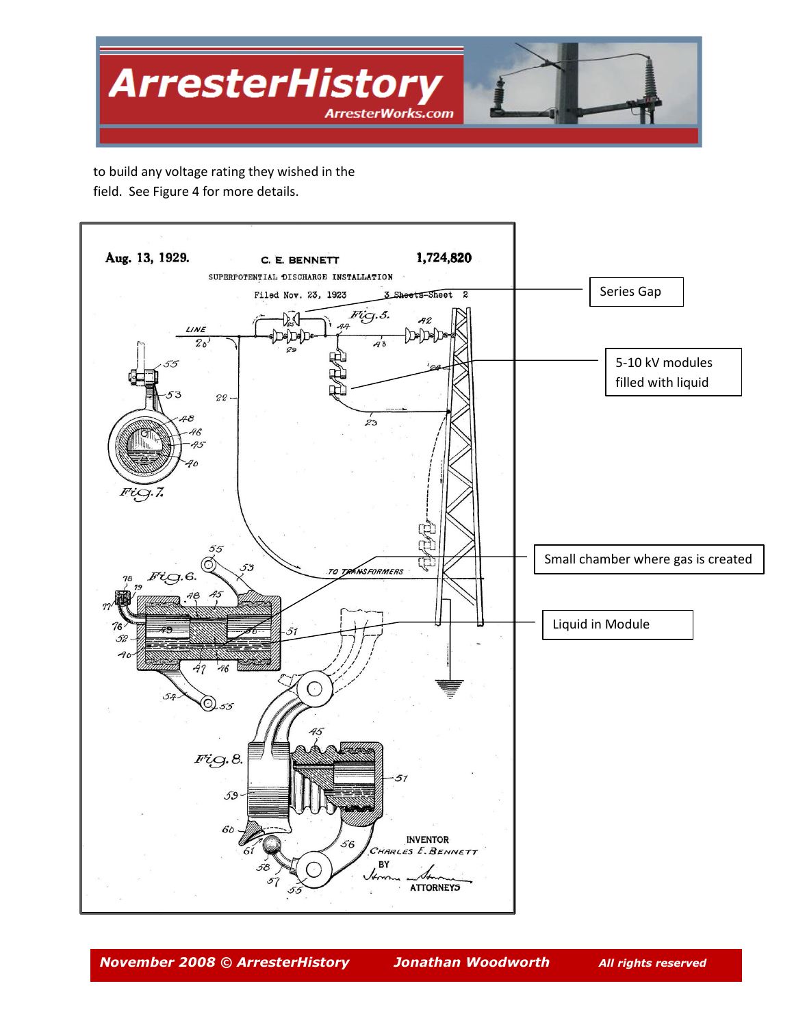to build any voltage rating they wished in the field. See Figure 4 for more details.

Aug. 13, 1929. C. E. BENNETT 1,724,820

SUPERPOTENTIAL DISCHARGE INSTALLATION

Filed Nov. 23, 1923 3 Sheets-Sheet 2

Series Gap

5-10 kV modules filled with liquid

Small chamber where gas is created

Liquid in Module

INVENTOR
CHARLES E. BENNETT
BY
ATTORNEYS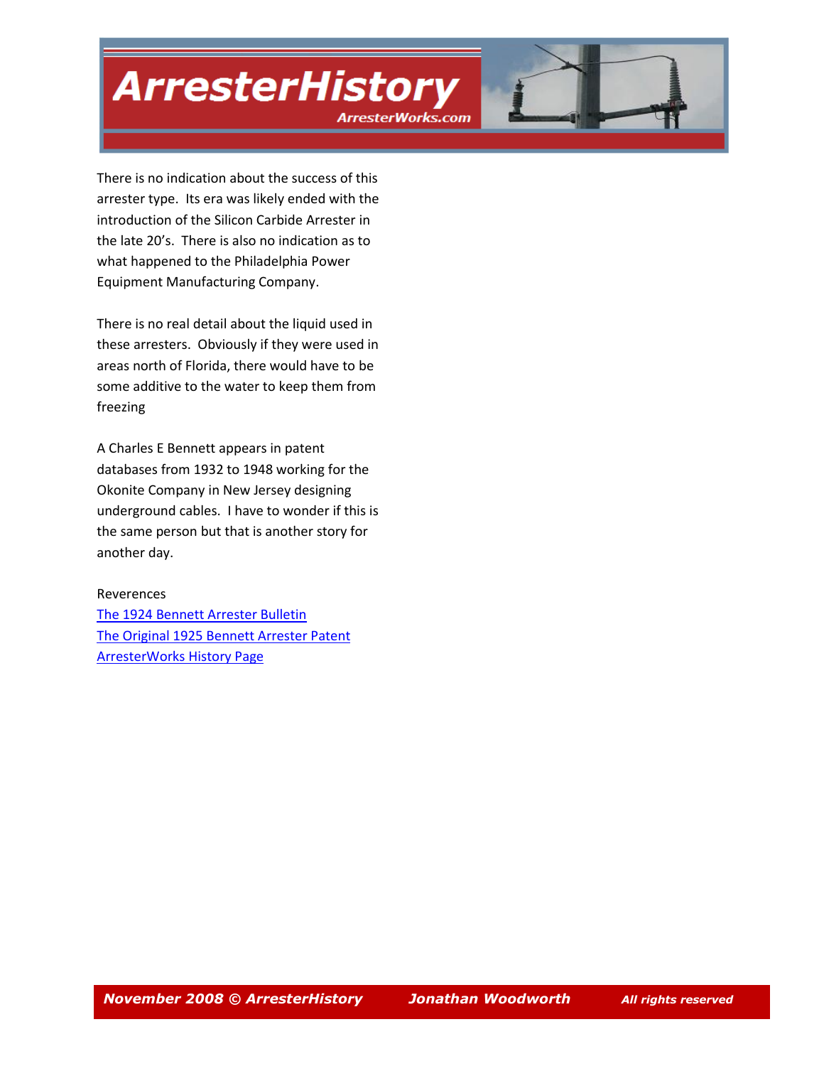There is no indication about the success of this arrester type. Its era was likely ended with the introduction of the Silicon Carbide Arrester in the late 20's. There is also no indication as to what happened to the Philadelphia Power Equipment Manufacturing Company.

There is no real detail about the liquid used in these arresters. Obviously if they were used in areas north of Florida, there would have to be some additive to the water to keep them from freezing

A Charles E Bennett appears in patent databases from 1932 to 1948 working for the Okonite Company in New Jersey designing underground cables. I have to wonder if this is the same person but that is another story for another day.

Reverences

The 1924 Bennett Arrester Bulletin

The Original 1925 Bennett Arrester Patent

ArresterWorks History Page